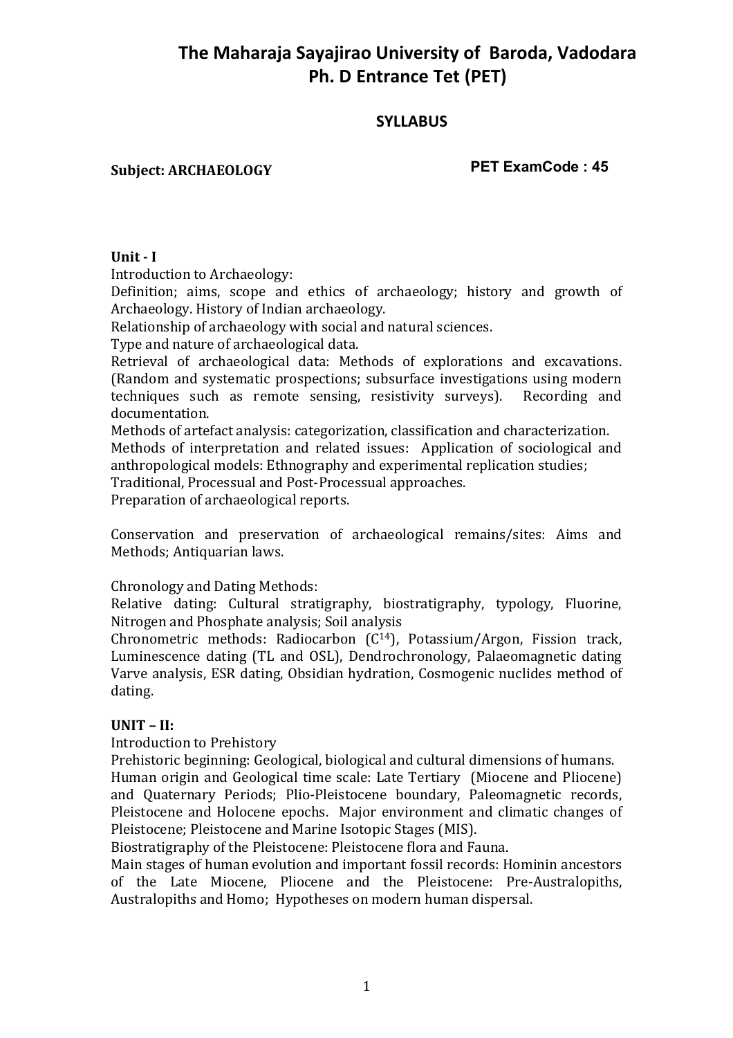# The Maharaja Sayajirao University of Baroda, Vadodara
# Ph. D Entrance Tet (PET)

## SYLLABUS

**Subject: ARCHAEOLOGY** **PET ExamCode : 45**

**Unit - I**

Introduction to Archaeology:

Definition; aims, scope and ethics of archaeology; history and growth of Archaeology. History of Indian archaeology.

Relationship of archaeology with social and natural sciences.

Type and nature of archaeological data.

Retrieval of archaeological data: Methods of explorations and excavations. (Random and systematic prospections; subsurface investigations using modern techniques such as remote sensing, resistivity surveys). Recording and documentation.

Methods of artefact analysis: categorization, classification and characterization.

Methods of interpretation and related issues: Application of sociological and anthropological models: Ethnography and experimental replication studies;

Traditional, Processual and Post-Processual approaches.

Preparation of archaeological reports.

Conservation and preservation of archaeological remains/sites: Aims and Methods; Antiquarian laws.

Chronology and Dating Methods:

Relative dating: Cultural stratigraphy, biostratigraphy, typology, Fluorine, Nitrogen and Phosphate analysis; Soil analysis

Chronometric methods: Radiocarbon ($C^{14}$), Potassium/Argon, Fission track, Luminescence dating (TL and OSL), Dendrochronology, Palaeomagnetic dating Varve analysis, ESR dating, Obsidian hydration, Cosmogenic nuclides method of dating.

**UNIT – II:**

Introduction to Prehistory

Prehistoric beginning: Geological, biological and cultural dimensions of humans.

Human origin and Geological time scale: Late Tertiary (Miocene and Pliocene) and Quaternary Periods; Plio-Pleistocene boundary, Paleomagnetic records, Pleistocene and Holocene epochs. Major environment and climatic changes of Pleistocene; Pleistocene and Marine Isotopic Stages (MIS).

Biostratigraphy of the Pleistocene: Pleistocene flora and Fauna.

Main stages of human evolution and important fossil records: Hominin ancestors of the Late Miocene, Pliocene and the Pleistocene: Pre-Australopiths, Australopiths and Homo; Hypotheses on modern human dispersal.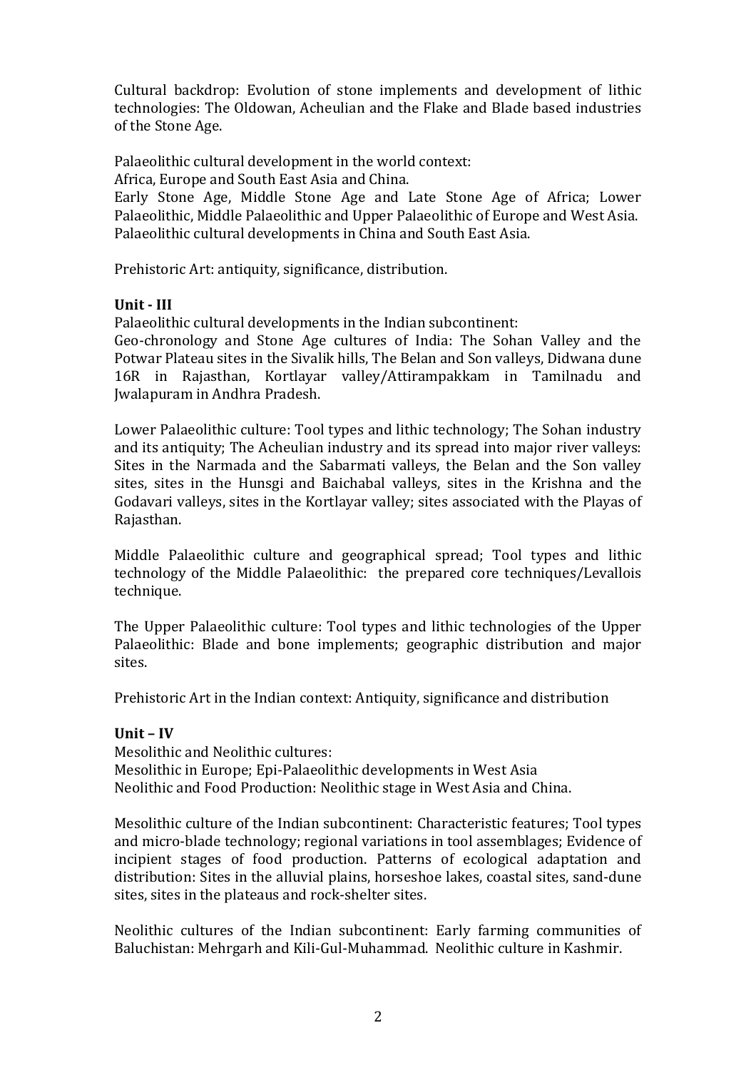Cultural backdrop: Evolution of stone implements and development of lithic technologies: The Oldowan, Acheulian and the Flake and Blade based industries of the Stone Age.

Palaeolithic cultural development in the world context:
Africa, Europe and South East Asia and China.
Early Stone Age, Middle Stone Age and Late Stone Age of Africa; Lower Palaeolithic, Middle Palaeolithic and Upper Palaeolithic of Europe and West Asia. Palaeolithic cultural developments in China and South East Asia.

Prehistoric Art: antiquity, significance, distribution.

**Unit - III**

Palaeolithic cultural developments in the Indian subcontinent:
Geo-chronology and Stone Age cultures of India: The Sohan Valley and the Potwar Plateau sites in the Sivalik hills, The Belan and Son valleys, Didwana dune 16R in Rajasthan, Kortlayar valley/Attirampakkam in Tamilnadu and Jwalapuram in Andhra Pradesh.

Lower Palaeolithic culture: Tool types and lithic technology; The Sohan industry and its antiquity; The Acheulian industry and its spread into major river valleys: Sites in the Narmada and the Sabarmati valleys, the Belan and the Son valley sites, sites in the Hunsgi and Baichabal valleys, sites in the Krishna and the Godavari valleys, sites in the Kortlayar valley; sites associated with the Playas of Rajasthan.

Middle Palaeolithic culture and geographical spread; Tool types and lithic technology of the Middle Palaeolithic: the prepared core techniques/Levallois technique.

The Upper Palaeolithic culture: Tool types and lithic technologies of the Upper Palaeolithic: Blade and bone implements; geographic distribution and major sites.

Prehistoric Art in the Indian context: Antiquity, significance and distribution

**Unit – IV**

Mesolithic and Neolithic cultures:
Mesolithic in Europe; Epi-Palaeolithic developments in West Asia
Neolithic and Food Production: Neolithic stage in West Asia and China.

Mesolithic culture of the Indian subcontinent: Characteristic features; Tool types and micro-blade technology; regional variations in tool assemblages; Evidence of incipient stages of food production. Patterns of ecological adaptation and distribution: Sites in the alluvial plains, horseshoe lakes, coastal sites, sand-dune sites, sites in the plateaus and rock-shelter sites.

Neolithic cultures of the Indian subcontinent: Early farming communities of Baluchistan: Mehrgarh and Kili-Gul-Muhammad. Neolithic culture in Kashmir.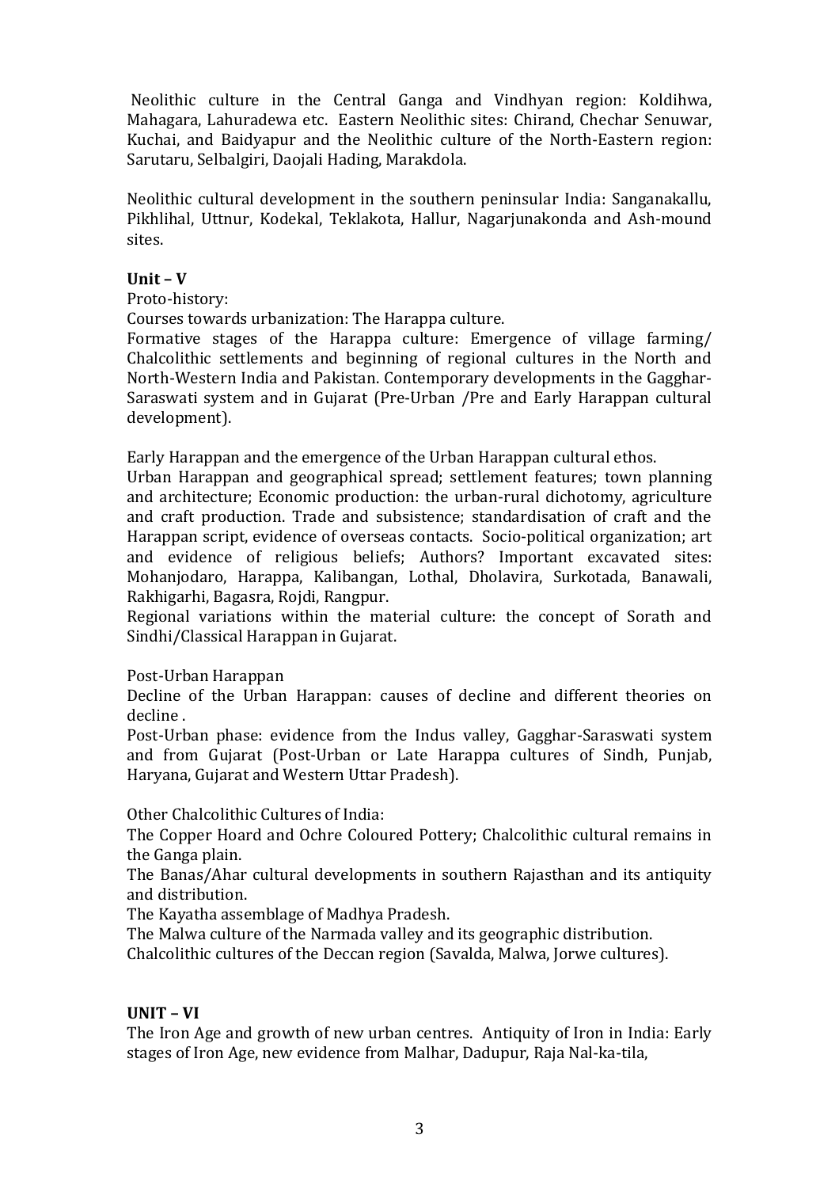Neolithic culture in the Central Ganga and Vindhyan region: Koldihwa, Mahagara, Lahuradewa etc. Eastern Neolithic sites: Chirand, Chechar Senuwar, Kuchai, and Baidyapur and the Neolithic culture of the North-Eastern region: Sarutaru, Selbalgiri, Daojali Hading, Marakdola.

Neolithic cultural development in the southern peninsular India: Sanganakallu, Pikhlihal, Uttnur, Kodekal, Teklakota, Hallur, Nagarjunakonda and Ash-mound sites.

**Unit – V**

Proto-history:

Courses towards urbanization: The Harappa culture.

Formative stages of the Harappa culture: Emergence of village farming/ Chalcolithic settlements and beginning of regional cultures in the North and North-Western India and Pakistan. Contemporary developments in the Gagghar-Saraswati system and in Gujarat (Pre-Urban /Pre and Early Harappan cultural development).

Early Harappan and the emergence of the Urban Harappan cultural ethos.

Urban Harappan and geographical spread; settlement features; town planning and architecture; Economic production: the urban-rural dichotomy, agriculture and craft production. Trade and subsistence; standardisation of craft and the Harappan script, evidence of overseas contacts. Socio-political organization; art and evidence of religious beliefs; Authors? Important excavated sites: Mohanjodaro, Harappa, Kalibangan, Lothal, Dholavira, Surkotada, Banawali, Rakhigarhi, Bagasra, Rojdi, Rangpur.

Regional variations within the material culture: the concept of Sorath and Sindhi/Classical Harappan in Gujarat.

Post-Urban Harappan

Decline of the Urban Harappan: causes of decline and different theories on decline .

Post-Urban phase: evidence from the Indus valley, Gagghar-Saraswati system and from Gujarat (Post-Urban or Late Harappa cultures of Sindh, Punjab, Haryana, Gujarat and Western Uttar Pradesh).

Other Chalcolithic Cultures of India:

The Copper Hoard and Ochre Coloured Pottery; Chalcolithic cultural remains in the Ganga plain.

The Banas/Ahar cultural developments in southern Rajasthan and its antiquity and distribution.

The Kayatha assemblage of Madhya Pradesh.

The Malwa culture of the Narmada valley and its geographic distribution.

Chalcolithic cultures of the Deccan region (Savalda, Malwa, Jorwe cultures).

**UNIT – VI**

The Iron Age and growth of new urban centres. Antiquity of Iron in India: Early stages of Iron Age, new evidence from Malhar, Dadupur, Raja Nal-ka-tila,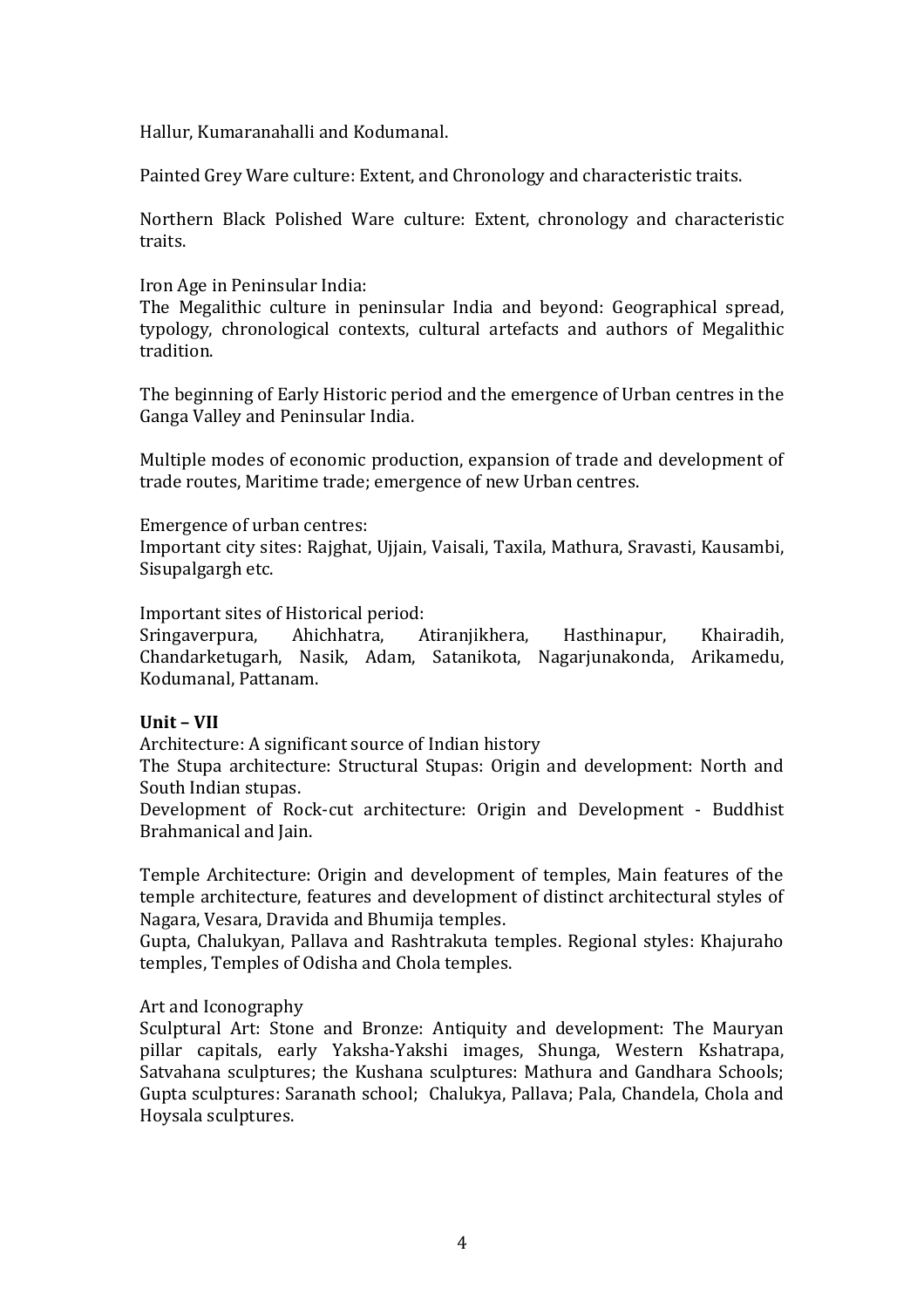Hallur, Kumaranahalli and Kodumanal.

Painted Grey Ware culture: Extent, and Chronology and characteristic traits.

Northern Black Polished Ware culture: Extent, chronology and characteristic traits.

Iron Age in Peninsular India:
The Megalithic culture in peninsular India and beyond: Geographical spread, typology, chronological contexts, cultural artefacts and authors of Megalithic tradition.

The beginning of Early Historic period and the emergence of Urban centres in the Ganga Valley and Peninsular India.

Multiple modes of economic production, expansion of trade and development of trade routes, Maritime trade; emergence of new Urban centres.

Emergence of urban centres:
Important city sites: Rajghat, Ujjain, Vaisali, Taxila, Mathura, Sravasti, Kausambi, Sisupalgargh etc.

Important sites of Historical period:
Sringaverpura, Ahichhatra, Atiranjikhera, Hasthinapur, Khairadih, Chandarketugarh, Nasik, Adam, Satanikota, Nagarjunakonda, Arikamedu, Kodumanal, Pattanam.

**Unit – VII**

Architecture: A significant source of Indian history
The Stupa architecture: Structural Stupas: Origin and development: North and South Indian stupas.
Development of Rock-cut architecture: Origin and Development - Buddhist Brahmanical and Jain.

Temple Architecture: Origin and development of temples, Main features of the temple architecture, features and development of distinct architectural styles of Nagara, Vesara, Dravida and Bhumija temples.
Gupta, Chalukyan, Pallava and Rashtrakuta temples. Regional styles: Khajuraho temples, Temples of Odisha and Chola temples.

Art and Iconography
Sculptural Art: Stone and Bronze: Antiquity and development: The Mauryan pillar capitals, early Yaksha-Yakshi images, Shunga, Western Kshatrapa, Satvahana sculptures; the Kushana sculptures: Mathura and Gandhara Schools; Gupta sculptures: Saranath school; Chalukya, Pallava; Pala, Chandela, Chola and Hoysala sculptures.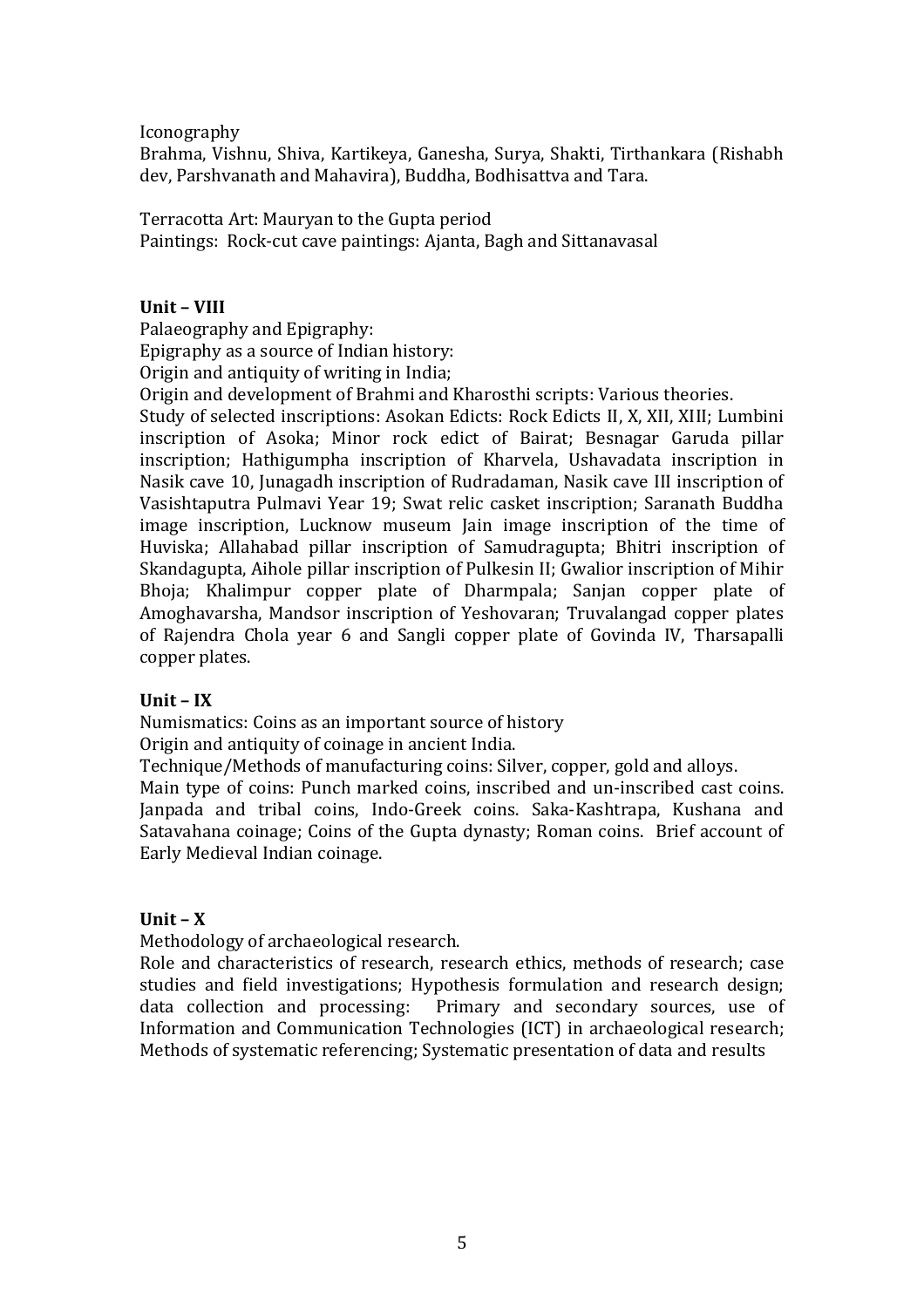Iconography

Brahma, Vishnu, Shiva, Kartikeya, Ganesha, Surya, Shakti, Tirthankara (Rishabh dev, Parshvanath and Mahavira), Buddha, Bodhisattva and Tara.

Terracotta Art: Mauryan to the Gupta period

Paintings: Rock-cut cave paintings: Ajanta, Bagh and Sittanavasal

**Unit – VIII**

Palaeography and Epigraphy:

Epigraphy as a source of Indian history:

Origin and antiquity of writing in India;

Origin and development of Brahmi and Kharosthi scripts: Various theories.

Study of selected inscriptions: Asokan Edicts: Rock Edicts II, X, XII, XIII; Lumbini inscription of Asoka; Minor rock edict of Bairat; Besnagar Garuda pillar inscription; Hathigumpha inscription of Kharvela, Ushavadata inscription in Nasik cave 10, Junagadh inscription of Rudradaman, Nasik cave III inscription of Vasishtaputra Pulmavi Year 19; Swat relic casket inscription; Saranath Buddha image inscription, Lucknow museum Jain image inscription of the time of Huviska; Allahabad pillar inscription of Samudragupta; Bhitri inscription of Skandagupta, Aihole pillar inscription of Pulkesin II; Gwalior inscription of Mihir Bhoja; Khalimpur copper plate of Dharmpala; Sanjan copper plate of Amoghavarsha, Mandsor inscription of Yeshovaran; Truvalangad copper plates of Rajendra Chola year 6 and Sangli copper plate of Govinda IV, Tharsapalli copper plates.

**Unit – IX**

Numismatics: Coins as an important source of history

Origin and antiquity of coinage in ancient India.

Technique/Methods of manufacturing coins: Silver, copper, gold and alloys.

Main type of coins: Punch marked coins, inscribed and un-inscribed cast coins. Janpada and tribal coins, Indo-Greek coins. Saka-Kashtrapa, Kushana and Satavahana coinage; Coins of the Gupta dynasty; Roman coins. Brief account of Early Medieval Indian coinage.

**Unit – X**

Methodology of archaeological research.

Role and characteristics of research, research ethics, methods of research; case studies and field investigations; Hypothesis formulation and research design; data collection and processing: Primary and secondary sources, use of Information and Communication Technologies (ICT) in archaeological research; Methods of systematic referencing; Systematic presentation of data and results